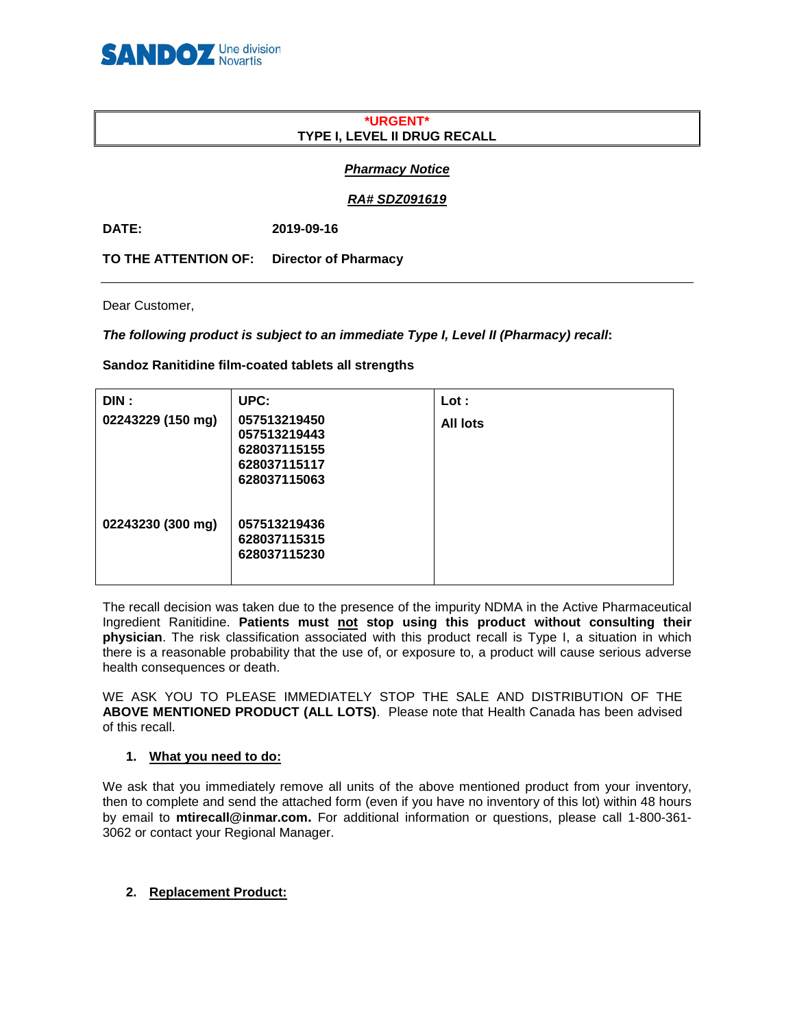SANDOZ Une division Novartis

**\*URGENT\***
**TYPE I, LEVEL II DRUG RECALL**

***Pharmacy Notice***

***RA# SDZ091619***

**DATE:** **2019-09-16**

**TO THE ATTENTION OF:** **Director of Pharmacy**

---

Dear Customer,

***The following product is subject to an immediate Type I, Level II (Pharmacy) recall*:**

**Sandoz Ranitidine film-coated tablets all strengths**

| DIN : | UPC: | Lot : |
|---|---|---|
| 02243229 (150 mg) | 057513219450<br>057513219443<br>628037115155<br>628037115117<br>628037115063 | All lots |
| 02243230 (300 mg) | 057513219436<br>628037115315<br>628037115230 | |

The recall decision was taken due to the presence of the impurity NDMA in the Active Pharmaceutical Ingredient Ranitidine. **Patients must not stop using this product without consulting their physician**. The risk classification associated with this product recall is Type I, a situation in which there is a reasonable probability that the use of, or exposure to, a product will cause serious adverse health consequences or death.

WE ASK YOU TO PLEASE IMMEDIATELY STOP THE SALE AND DISTRIBUTION OF THE **ABOVE MENTIONED PRODUCT (ALL LOTS)**. Please note that Health Canada has been advised of this recall.

1. **What you need to do:**

We ask that you immediately remove all units of the above mentioned product from your inventory, then to complete and send the attached form (even if you have no inventory of this lot) within 48 hours by email to **mtirecall@inmar.com.** For additional information or questions, please call 1-800-361-3062 or contact your Regional Manager.

2. **Replacement Product:**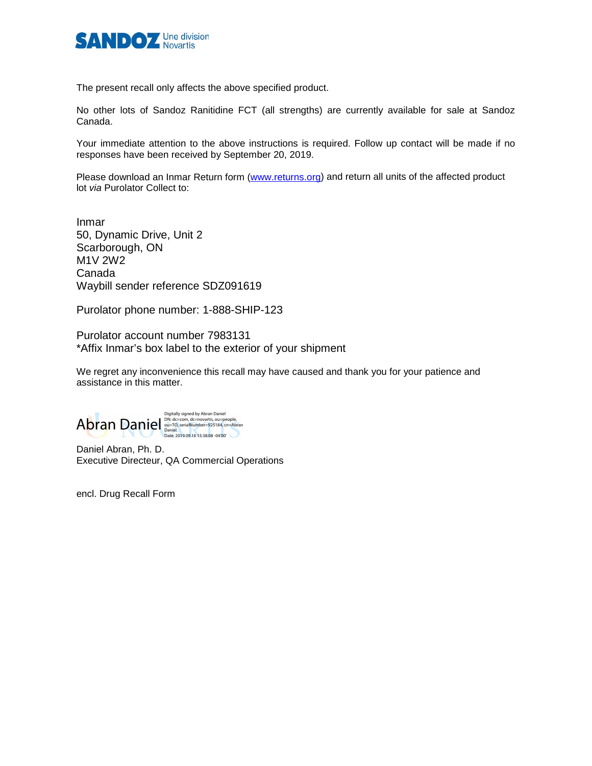SANDOZ Une division Novartis

The present recall only affects the above specified product.

No other lots of Sandoz Ranitidine FCT (all strengths) are currently available for sale at Sandoz Canada.

Your immediate attention to the above instructions is required. Follow up contact will be made if no responses have been received by September 20, 2019.

Please download an Inmar Return form ([www.returns.org](http://www.returns.org)) and return all units of the affected product lot *via* Purolator Collect to:

Inmar
50, Dynamic Drive, Unit 2
Scarborough, ON
M1V 2W2
Canada
Waybill sender reference SDZ091619

Purolator phone number: 1-888-SHIP-123

Purolator account number 7983131
*Affix Inmar's box label to the exterior of your shipment

We regret any inconvenience this recall may have caused and thank you for your patience and assistance in this matter.

Abran Daniel
Digitally signed by Abran Daniel
DN: dc=com, dc=novartis, ou=people, ou=TO, serialNumber=925184, cn=Abran Daniel
Date: 2019.09.16 15:38:08 -04'00'

Daniel Abran, Ph. D.
Executive Directeur, QA Commercial Operations

encl. Drug Recall Form